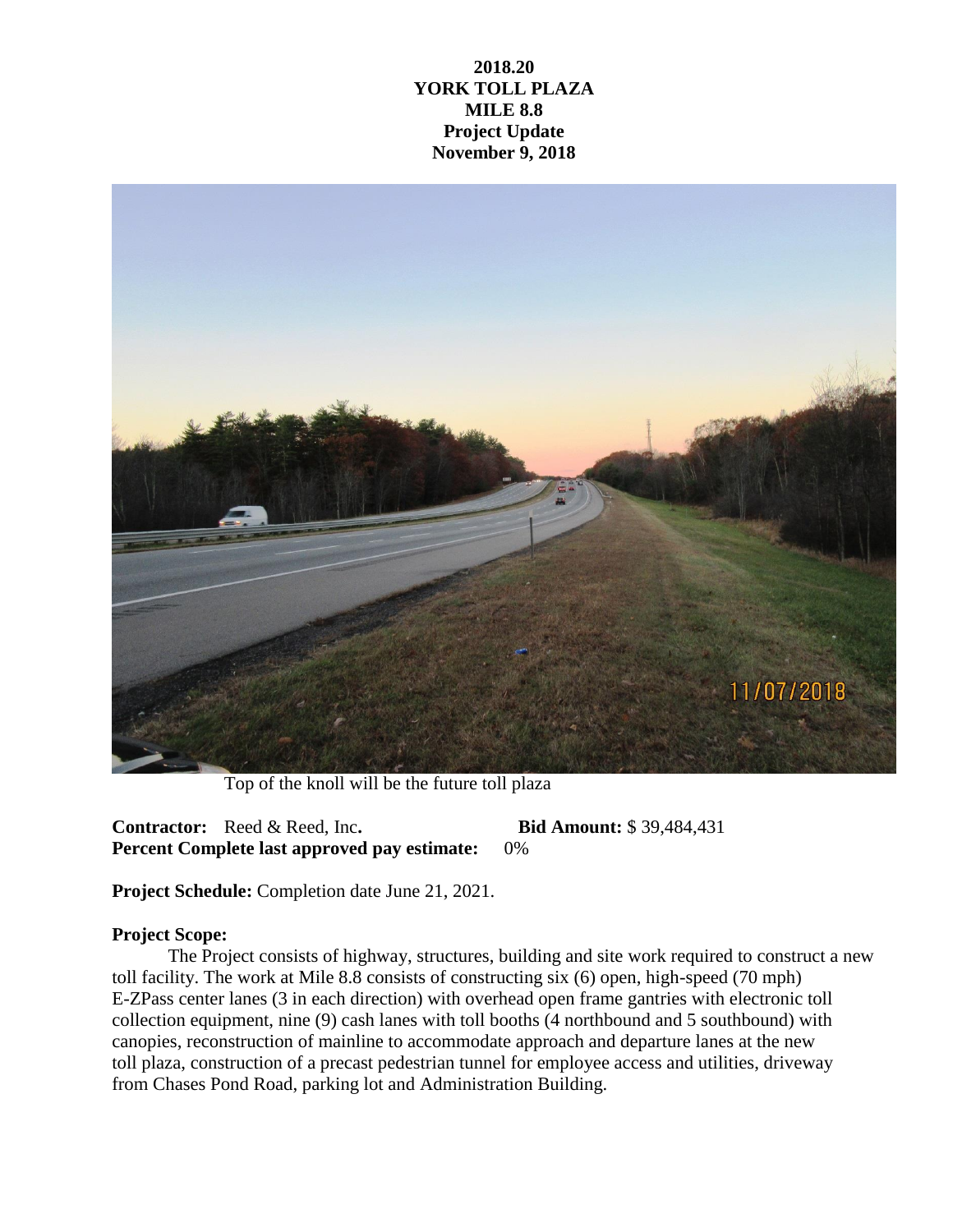**2018.20**
**YORK TOLL PLAZA**
**MILE 8.8**
**Project Update**
**November 9, 2018**

Top of the knoll will be the future toll plaza

**Contractor:** Reed & Reed, Inc. **Bid Amount:** $ 39,484,431
**Percent Complete last approved pay estimate:** 0%

**Project Schedule:** Completion date June 21, 2021.

**Project Scope:**

The Project consists of highway, structures, building and site work required to construct a new toll facility. The work at Mile 8.8 consists of constructing six (6) open, high-speed (70 mph) E-ZPass center lanes (3 in each direction) with overhead open frame gantries with electronic toll collection equipment, nine (9) cash lanes with toll booths (4 northbound and 5 southbound) with canopies, reconstruction of mainline to accommodate approach and departure lanes at the new toll plaza, construction of a precast pedestrian tunnel for employee access and utilities, driveway from Chases Pond Road, parking lot and Administration Building.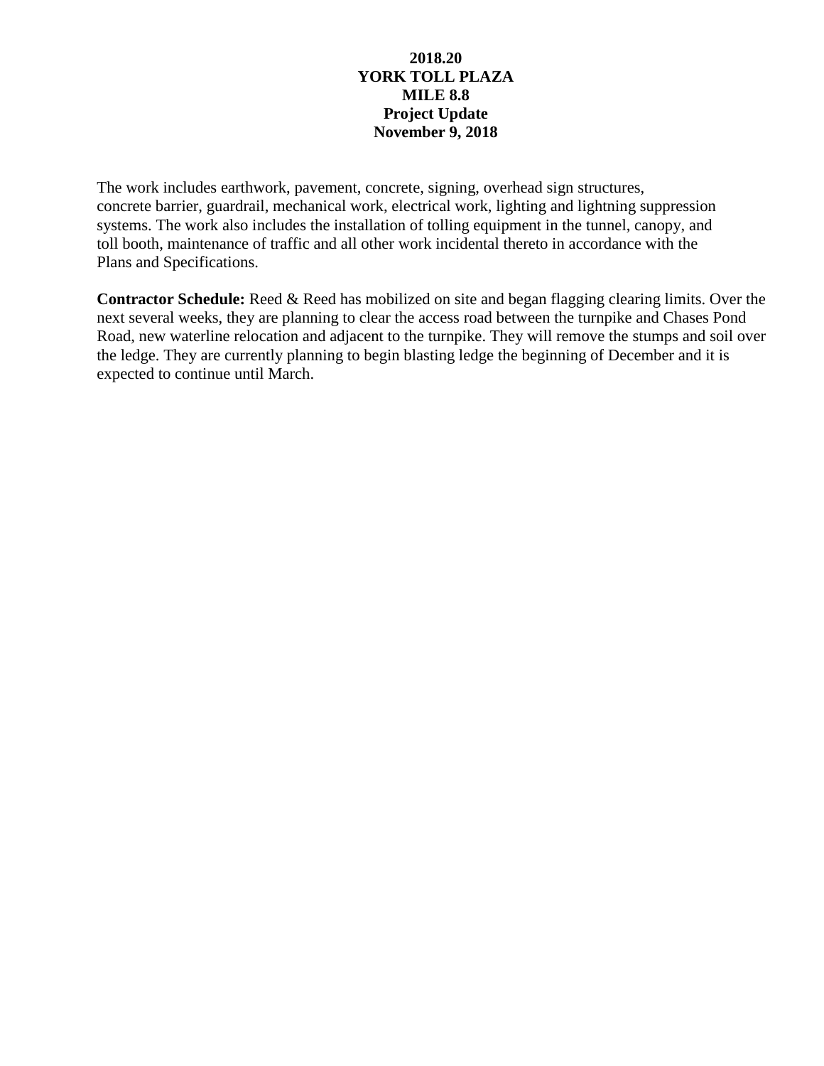**2018.20**
**YORK TOLL PLAZA**
**MILE 8.8**
**Project Update**
**November 9, 2018**

The work includes earthwork, pavement, concrete, signing, overhead sign structures, concrete barrier, guardrail, mechanical work, electrical work, lighting and lightning suppression systems. The work also includes the installation of tolling equipment in the tunnel, canopy, and toll booth, maintenance of traffic and all other work incidental thereto in accordance with the Plans and Specifications.

**Contractor Schedule:** Reed & Reed has mobilized on site and began flagging clearing limits. Over the next several weeks, they are planning to clear the access road between the turnpike and Chases Pond Road, new waterline relocation and adjacent to the turnpike. They will remove the stumps and soil over the ledge. They are currently planning to begin blasting ledge the beginning of December and it is expected to continue until March.